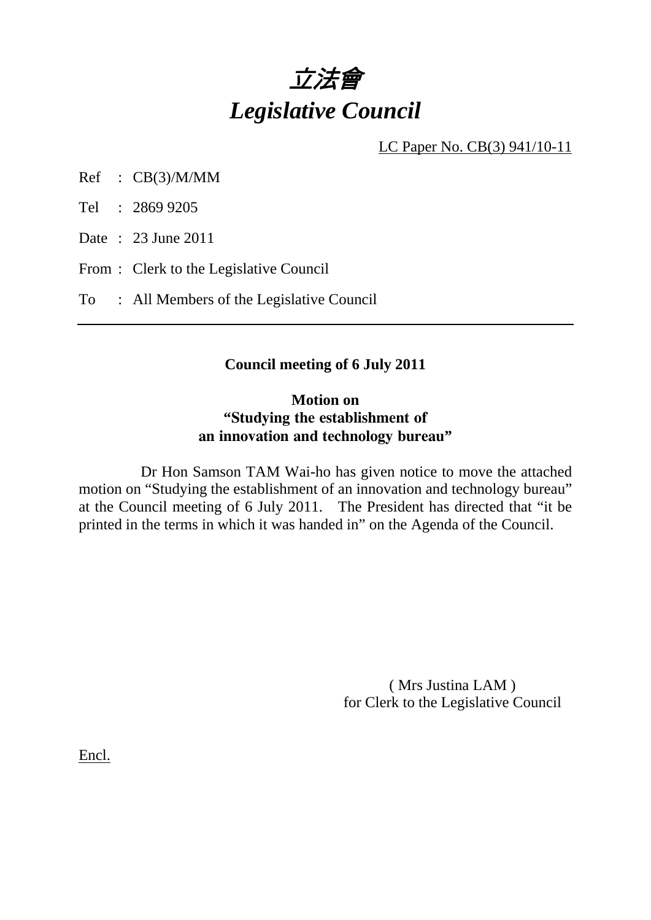# *立法會*
# *Legislative Council*

LC Paper No. CB(3) 941/10-11

Ref : CB(3)/M/MM

Tel : 2869 9205

Date : 23 June 2011

From : Clerk to the Legislative Council

To : All Members of the Legislative Council

---

**Council meeting of 6 July 2011**

**Motion on**
**"Studying the establishment of an innovation and technology bureau"**

Dr Hon Samson TAM Wai-ho has given notice to move the attached motion on "Studying the establishment of an innovation and technology bureau" at the Council meeting of 6 July 2011. The President has directed that "it be printed in the terms in which it was handed in" on the Agenda of the Council.

( Mrs Justina LAM )
for Clerk to the Legislative Council

Encl.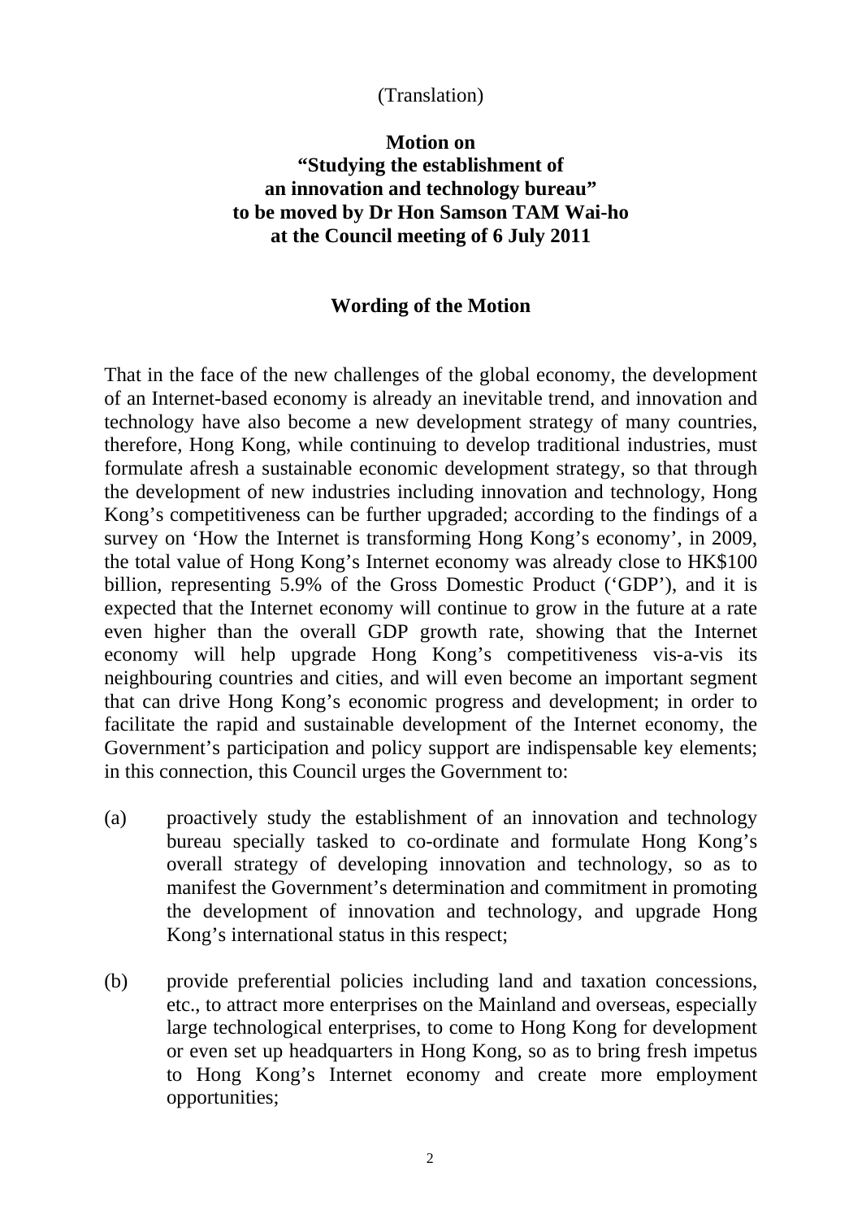(Translation)

**Motion on**
**"Studying the establishment of an innovation and technology bureau"**
**to be moved by Dr Hon Samson TAM Wai-ho**
**at the Council meeting of 6 July 2011**

**Wording of the Motion**

That in the face of the new challenges of the global economy, the development of an Internet-based economy is already an inevitable trend, and innovation and technology have also become a new development strategy of many countries, therefore, Hong Kong, while continuing to develop traditional industries, must formulate afresh a sustainable economic development strategy, so that through the development of new industries including innovation and technology, Hong Kong's competitiveness can be further upgraded; according to the findings of a survey on 'How the Internet is transforming Hong Kong's economy', in 2009, the total value of Hong Kong's Internet economy was already close to HK$100 billion, representing 5.9% of the Gross Domestic Product ('GDP'), and it is expected that the Internet economy will continue to grow in the future at a rate even higher than the overall GDP growth rate, showing that the Internet economy will help upgrade Hong Kong's competitiveness vis-a-vis its neighbouring countries and cities, and will even become an important segment that can drive Hong Kong's economic progress and development; in order to facilitate the rapid and sustainable development of the Internet economy, the Government's participation and policy support are indispensable key elements; in this connection, this Council urges the Government to:

(a) proactively study the establishment of an innovation and technology bureau specially tasked to co-ordinate and formulate Hong Kong's overall strategy of developing innovation and technology, so as to manifest the Government's determination and commitment in promoting the development of innovation and technology, and upgrade Hong Kong's international status in this respect;

(b) provide preferential policies including land and taxation concessions, etc., to attract more enterprises on the Mainland and overseas, especially large technological enterprises, to come to Hong Kong for development or even set up headquarters in Hong Kong, so as to bring fresh impetus to Hong Kong's Internet economy and create more employment opportunities;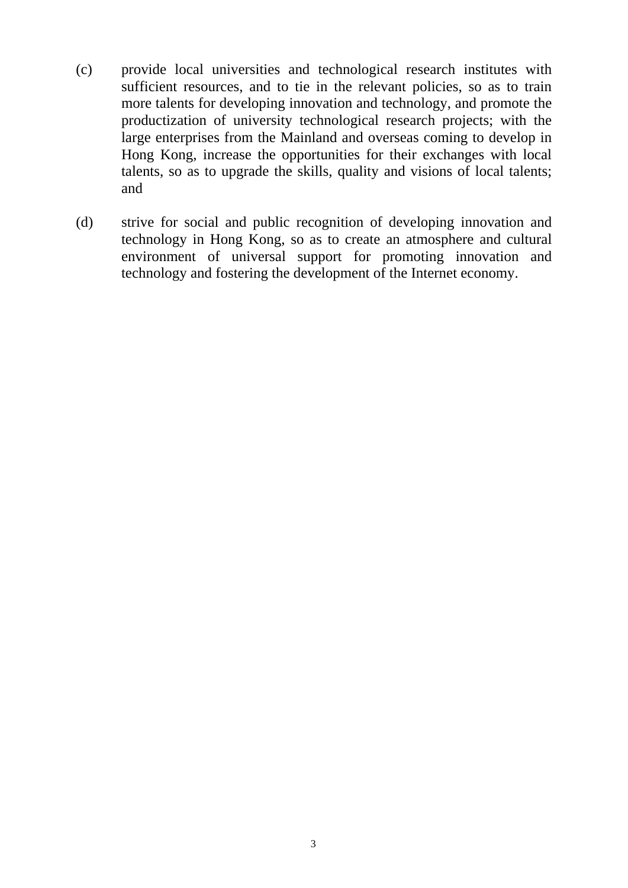(c) provide local universities and technological research institutes with sufficient resources, and to tie in the relevant policies, so as to train more talents for developing innovation and technology, and promote the productization of university technological research projects; with the large enterprises from the Mainland and overseas coming to develop in Hong Kong, increase the opportunities for their exchanges with local talents, so as to upgrade the skills, quality and visions of local talents; and

(d) strive for social and public recognition of developing innovation and technology in Hong Kong, so as to create an atmosphere and cultural environment of universal support for promoting innovation and technology and fostering the development of the Internet economy.